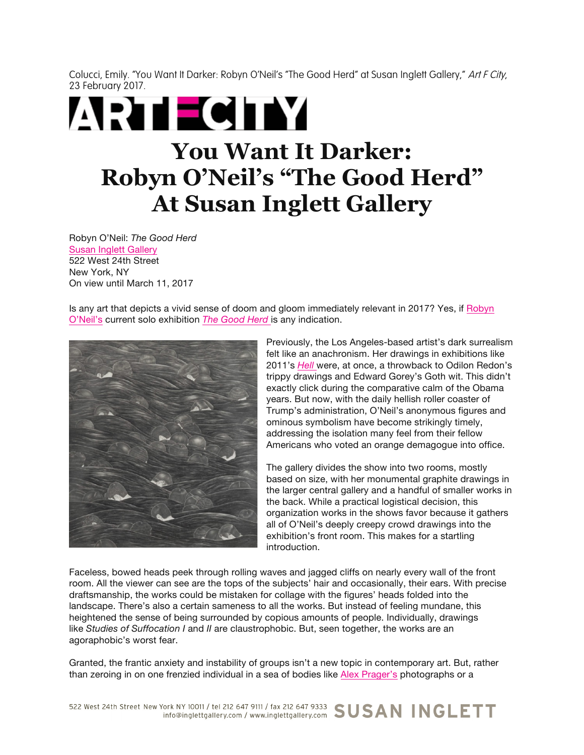Colucci, Emily. "You Want It Darker: Robyn O'Neil's "The Good Herd" at Susan Inglett Gallery," *Art F City*, 23 February 2017.

ART F CITY

# You Want It Darker: Robyn O'Neil's "The Good Herd" At Susan Inglett Gallery

Robyn O'Neil: *The Good Herd*
Susan Inglett Gallery
522 West 24th Street
New York, NY
On view until March 11, 2017

Is any art that depicts a vivid sense of doom and gloom immediately relevant in 2017? Yes, if Robyn O'Neil's current solo exhibition *The Good Herd* is any indication.

Previously, the Los Angeles-based artist's dark surrealism felt like an anachronism. Her drawings in exhibitions like 2011's *Hell* were, at once, a throwback to Odilon Redon's trippy drawings and Edward Gorey's Goth wit. This didn't exactly click during the comparative calm of the Obama years. But now, with the daily hellish roller coaster of Trump's administration, O'Neil's anonymous figures and ominous symbolism have become strikingly timely, addressing the isolation many feel from their fellow Americans who voted an orange demagogue into office.

The gallery divides the show into two rooms, mostly based on size, with her monumental graphite drawings in the larger central gallery and a handful of smaller works in the back. While a practical logistical decision, this organization works in the shows favor because it gathers all of O'Neil's deeply creepy crowd drawings into the exhibition's front room. This makes for a startling introduction.

Faceless, bowed heads peek through rolling waves and jagged cliffs on nearly every wall of the front room. All the viewer can see are the tops of the subjects' hair and occasionally, their ears. With precise draftsmanship, the works could be mistaken for collage with the figures' heads folded into the landscape. There's also a certain sameness to all the works. But instead of feeling mundane, this heightened the sense of being surrounded by copious amounts of people. Individually, drawings like *Studies of Suffocation I* and *II* are claustrophobic. But, seen together, the works are an agoraphobic's worst fear.

Granted, the frantic anxiety and instability of groups isn't a new topic in contemporary art. But, rather than zeroing in on one frenzied individual in a sea of bodies like Alex Prager's photographs or a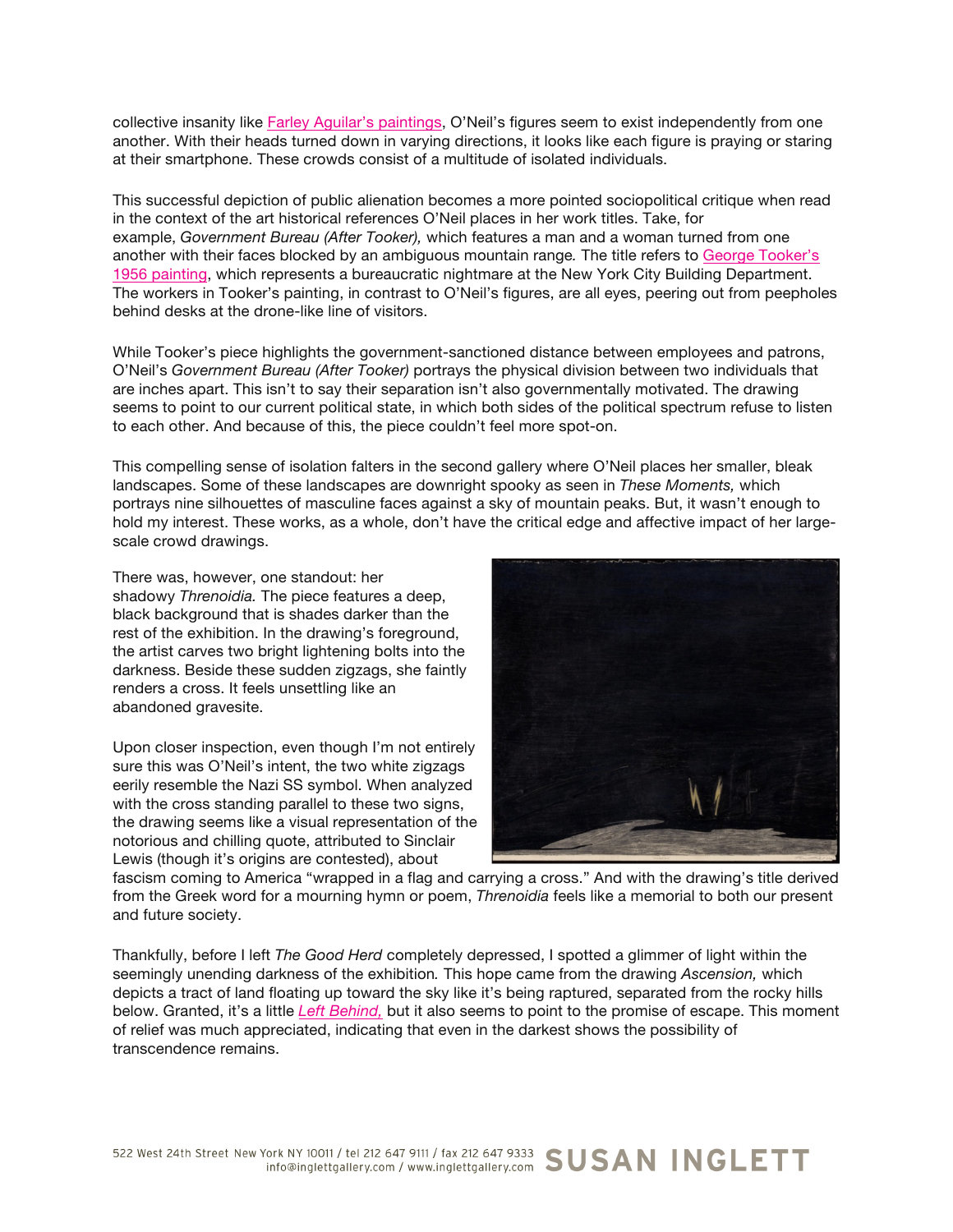collective insanity like Farley Aguilar's paintings, O'Neil's figures seem to exist independently from one another. With their heads turned down in varying directions, it looks like each figure is praying or staring at their smartphone. These crowds consist of a multitude of isolated individuals.

This successful depiction of public alienation becomes a more pointed sociopolitical critique when read in the context of the art historical references O'Neil places in her work titles. Take, for example, *Government Bureau (After Tooker),* which features a man and a woman turned from one another with their faces blocked by an ambiguous mountain range*.* The title refers to George Tooker's 1956 painting, which represents a bureaucratic nightmare at the New York City Building Department. The workers in Tooker's painting, in contrast to O'Neil's figures, are all eyes, peering out from peepholes behind desks at the drone-like line of visitors.

While Tooker's piece highlights the government-sanctioned distance between employees and patrons, O'Neil's *Government Bureau (After Tooker)* portrays the physical division between two individuals that are inches apart. This isn't to say their separation isn't also governmentally motivated. The drawing seems to point to our current political state, in which both sides of the political spectrum refuse to listen to each other. And because of this, the piece couldn't feel more spot-on.

This compelling sense of isolation falters in the second gallery where O'Neil places her smaller, bleak landscapes. Some of these landscapes are downright spooky as seen in *These Moments,* which portrays nine silhouettes of masculine faces against a sky of mountain peaks. But, it wasn't enough to hold my interest. These works, as a whole, don't have the critical edge and affective impact of her large-scale crowd drawings.

There was, however, one standout: her shadowy *Threnoidia.* The piece features a deep, black background that is shades darker than the rest of the exhibition. In the drawing's foreground, the artist carves two bright lightening bolts into the darkness. Beside these sudden zigzags, she faintly renders a cross. It feels unsettling like an abandoned gravesite.

Upon closer inspection, even though I'm not entirely sure this was O'Neil's intent, the two white zigzags eerily resemble the Nazi SS symbol. When analyzed with the cross standing parallel to these two signs, the drawing seems like a visual representation of the notorious and chilling quote, attributed to Sinclair Lewis (though it's origins are contested), about fascism coming to America "wrapped in a flag and carrying a cross." And with the drawing's title derived from the Greek word for a mourning hymn or poem, *Threnoidia* feels like a memorial to both our present and future society.

Thankfully, before I left *The Good Herd* completely depressed, I spotted a glimmer of light within the seemingly unending darkness of the exhibition*.* This hope came from the drawing *Ascension,* which depicts a tract of land floating up toward the sky like it's being raptured, separated from the rocky hills below. Granted, it's a little *Left Behind,* but it also seems to point to the promise of escape. This moment of relief was much appreciated, indicating that even in the darkest shows the possibility of transcendence remains.

522 West 24th Street New York NY 10011 / tel 212 647 9111 / fax 212 647 9333
info@inglettgallery.com / www.inglettgallery.com SUSAN INGLETT